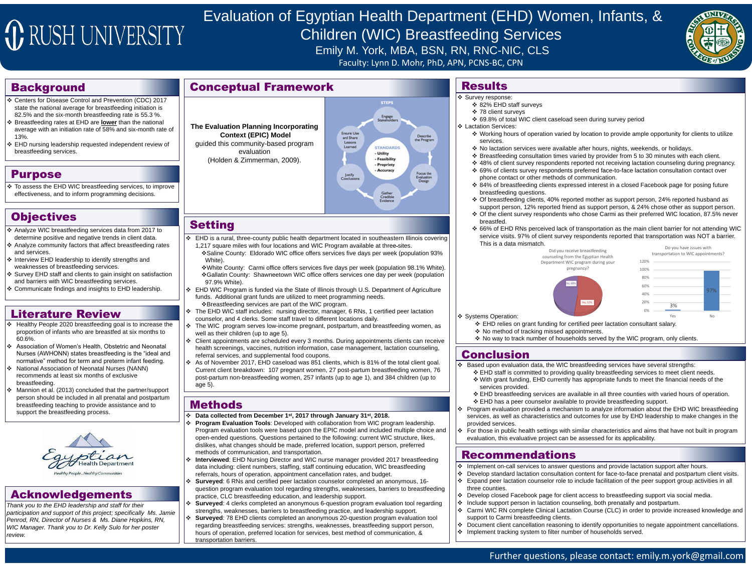# Evaluation of Egyptian Health Department (EHD) Women, Infants, & Children (WIC) Breastfeeding Services

Emily M. York, MBA, BSN, RN, RNC-NIC, CLS

Faculty: Lynn D. Mohr, PhD, APN, PCNS-BC, CPN

## Background

- Centers for Disease Control and Prevention (CDC) 2017 state the national average for breastfeeding initiation is 82.5% and the six-month breastfeeding rate is 55.3 %.
- Breastfeeding rates at EHD are **lower** than the national average with an initiation rate of 58% and six-month rate of 13%.
- EHD nursing leadership requested independent review of breastfeeding services.

## Purpose

- To assess the EHD WIC breastfeeding services, to improve effectiveness, and to inform programming decisions.

## Objectives

- Analyze WIC breastfeeding services data from 2017 to determine positive and negative trends in client data.
- Analyze community factors that affect breastfeeding rates and services.
- Interview EHD leadership to identify strengths and weaknesses of breastfeeding services.
- Survey EHD staff and clients to gain insight on satisfaction and barriers with WIC breastfeeding services.
- Communicate findings and insights to EHD leadership.

## Literature Review

- Healthy People 2020 breastfeeding goal is to increase the proportion of infants who are breastfed at six months to 60.6%.
- Association of Women's Health, Obstetric and Neonatal Nurses (AWHONN) states breastfeeding is the "ideal and normative" method for term and preterm infant feeding.
- National Association of Neonatal Nurses (NANN) recommends at least six months of exclusive breastfeeding.
- Mannion et al. (2013) concluded that the partner/support person should be included in all prenatal and postpartum breastfeeding teaching to provide assistance and to support the breastfeeding process.

Egyptian Health Department

Healthy People...Healthy Communities

## Acknowledgements

*Thank you to the EHD leadership and staff for their participation and support of this project; specifically Ms. Jamie Penrod, RN, Director of Nurses & Ms. Diane Hopkins, RN, WIC Manager. Thank you to Dr. Kelly Sulo for her poster review.*

## Conceptual Framework

**The Evaluation Planning Incorporating Context (EPIC) Model** guided this community-based program evaluation (Holden & Zimmerman, 2009).

STEPS: Engage Stakeholders; Describe the Program; Focus the Evaluation Design; Gather Credible Evidence; Justify Conclusions; Ensure Use and Share Lessons Learned

STANDARDS: - Utility - Feasibility - Propriety - Accuracy

## Setting

- EHD is a rural, three-county public health department located in southeastern Illinois covering 1,217 square miles with four locations and WIC Program available at three-sites.
  - Saline County: Eldorado WIC office offers services five days per week (population 93% White).
  - White County: Carmi office offers services five days per week (population 98.1% White).
  - Gallatin County: Shawneetown WIC office offers services one day per week (population 97.9% White).
- EHD WIC Program is funded via the State of Illinois through U.S. Department of Agriculture funds. Additional grant funds are utilized to meet programming needs.
  - Breastfeeding services are part of the WIC program.
- The EHD WIC staff includes: nursing director, manager, 6 RNs, 1 certified peer lactation counselor, and 4 clerks. Some staff travel to different locations daily.
- The WIC program serves low-income pregnant, postpartum, and breastfeeding women, as well as their children (up to age 5).
- Client appointments are scheduled every 3 months. During appointments clients can receive health screenings, vaccines, nutrition information, case management, lactation counseling, referral services, and supplemental food coupons.
- As of November 2017, EHD caseload was 851 clients, which is 81% of the total client goal. Current client breakdown: 107 pregnant women, 27 post-partum breastfeeding women, 76 post-partum non-breastfeeding women, 257 infants (up to age 1), and 384 children (up to age 5).

## Methods

- **Data collected from December 1st, 2017 through January 31st, 2018.**
- **Program Evaluation Tools**: Developed with collaboration from WIC program leadership. Program evaluation tools were based upon the EPIC model and included multiple choice and open-ended questions. Questions pertained to the following: current WIC structure, likes, dislikes, what changes should be made, preferred location, support person, preferred methods of communication, and transportation.
- **Interviewed**: EHD Nursing Director and WIC nurse manager provided 2017 breastfeeding data including: client numbers, staffing, staff continuing education, WIC breastfeeding referrals, hours of operation, appointment cancellation rates, and budget.
- **Surveyed**: 6 RNs and certified peer lactation counselor completed an anonymous, 16-question program evaluation tool regarding strengths, weaknesses, barriers to breastfeeding practice, CLC breastfeeding education, and leadership support.
- **Surveyed**: 4 clerks completed an anonymous 6-question program evaluation tool regarding strengths, weaknesses, barriers to breastfeeding practice, and leadership support.
- **Surveyed**: 78 EHD clients completed an anonymous 20-question program evaluation tool regarding breastfeeding services: strengths, weaknesses, breastfeeding support person, hours of operation, preferred location for services, best method of communication, & transportation barriers.

## Results

- Survey response:
  - 82% EHD staff surveys
  - 78 client surveys
  - 69.8% of total WIC client caseload seen during survey period
- Lactation Services:
  - Working hours of operation varied by location to provide ample opportunity for clients to utilize services.
  - No lactation services were available after hours, nights, weekends, or holidays.
  - Breastfeeding consultation times varied by provider from 5 to 30 minutes with each client.
  - 48% of client survey respondents reported not receiving lactation counseling during pregnancy.
  - 69% of clients survey respondents preferred face-to-face lactation consultation contact over phone contact or other methods of communication.
  - 84% of breastfeeding clients expressed interest in a closed Facebook page for posing future breastfeeding questions.
  - Of breastfeeding clients, 40% reported mother as support person, 24% reported husband as support person, 12% reported friend as support person, & 24% chose other as support person.
  - Of the client survey respondents who chose Carmi as their preferred WIC location, 87.5% never breastfed.
  - 66% of EHD RNs perceived lack of transportation as the main client barrier for not attending WIC service visits. 97% of client survey respondents reported that transportation was NOT a barrier. This is a data mismatch.

Did you receive breastfeeding counseling from the Egyptian Health Department WIC program during your pregnancy? (No, 48%; Yes, 52%)

Do you have issues with transportation to WIC appointments? (Yes 3%; No 97%)

- Systems Operation:
  - EHD relies on grant funding for certified peer lactation consultant salary.
  - No method of tracking missed appointments.
  - No way to track number of households served by the WIC program, only clients.

## Conclusion

- Based upon evaluation data, the WIC breastfeeding services have several strengths:
  - EHD staff is committed to providing quality breastfeeding services to meet client needs.
  - With grant funding, EHD currently has appropriate funds to meet the financial needs of the services provided.
  - EHD breastfeeding services are available in all three counties with varied hours of operation.
  - EHD has a peer counselor available to provide breastfeeding support.
- Program evaluation provided a mechanism to analyze information about the EHD WIC breastfeeding services, as well as characteristics and outcomes for use by EHD leadership to make changes in the provided services.
- For those in public health settings with similar characteristics and aims that have not built in program evaluation, this evaluative project can be assessed for its applicability.

## Recommendations

- Implement on-call services to answer questions and provide lactation support after hours.
- Develop standard lactation consultation content for face-to-face prenatal and postpartum client visits.
- Expand peer lactation counselor role to include facilitation of the peer support group activities in all three counties.
- Develop closed Facebook page for client access to breastfeeding support via social media.
- Include support person in lactation counseling, both prenatally and postpartum.
- Carmi WIC RN complete Clinical Lactation Course (CLC) in order to provide increased knowledge and support to Carmi breastfeeding clients.
- Document client cancellation reasoning to identify opportunities to negate appointment cancellations.
- Implement tracking system to filter number of households served.

Further questions, please contact: emily.m.york@gmail.com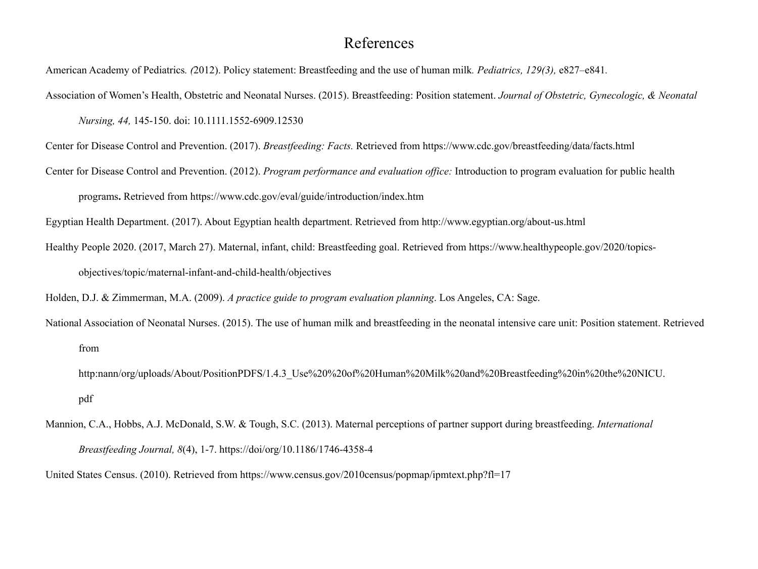# References

American Academy of Pediatrics*. (*2012). Policy statement: Breastfeeding and the use of human milk*. Pediatrics, 129(3),* e827–e841.

Association of Women's Health, Obstetric and Neonatal Nurses. (2015). Breastfeeding: Position statement. *Journal of Obstetric, Gynecologic, & Neonatal Nursing, 44,* 145-150. doi: 10.1111.1552-6909.12530

Center for Disease Control and Prevention. (2017). *Breastfeeding: Facts.* Retrieved from https://www.cdc.gov/breastfeeding/data/facts.html

Center for Disease Control and Prevention. (2012). *Program performance and evaluation office:* Introduction to program evaluation for public health programs**.** Retrieved from https://www.cdc.gov/eval/guide/introduction/index.htm

Egyptian Health Department. (2017). About Egyptian health department. Retrieved from http://www.egyptian.org/about-us.html

Healthy People 2020. (2017, March 27). Maternal, infant, child: Breastfeeding goal. Retrieved from https://www.healthypeople.gov/2020/topics-objectives/topic/maternal-infant-and-child-health/objectives

Holden, D.J. & Zimmerman, M.A. (2009). *A practice guide to program evaluation planning*. Los Angeles, CA: Sage.

National Association of Neonatal Nurses. (2015). The use of human milk and breastfeeding in the neonatal intensive care unit: Position statement. Retrieved from http:nann/org/uploads/About/PositionPDFS/1.4.3_Use%20%20of%20Human%20Milk%20and%20Breastfeeding%20in%20the%20NICU.pdf

Mannion, C.A., Hobbs, A.J. McDonald, S.W. & Tough, S.C. (2013). Maternal perceptions of partner support during breastfeeding. *International Breastfeeding Journal, 8*(4), 1-7. https://doi/org/10.1186/1746-4358-4

United States Census. (2010). Retrieved from https://www.census.gov/2010census/popmap/ipmtext.php?fl=17